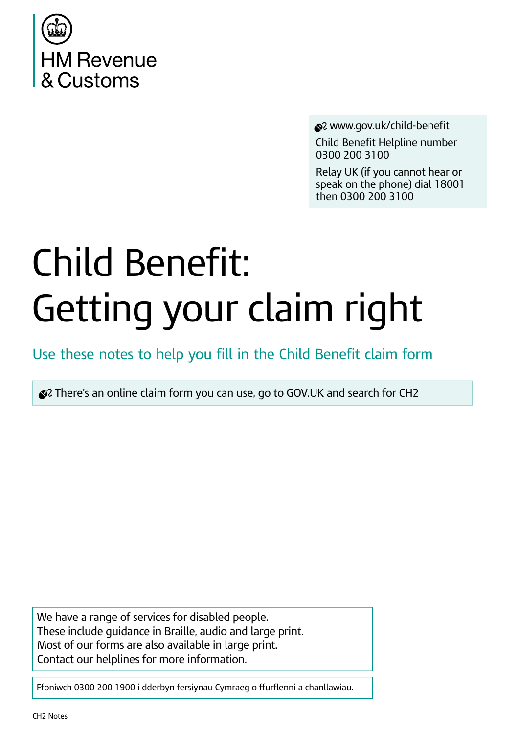HM Revenue & Customs

www.gov.uk/child-benefit

Child Benefit Helpline number 0300 200 3100

Relay UK (if you cannot hear or speak on the phone) dial 18001 then 0300 200 3100

# Child Benefit: Getting your claim right

Use these notes to help you fill in the Child Benefit claim form

There's an online claim form you can use, go to GOV.UK and search for CH2

We have a range of services for disabled people.
These include guidance in Braille, audio and large print.
Most of our forms are also available in large print.
Contact our helplines for more information.

Ffoniwch 0300 200 1900 i dderbyn fersiynau Cymraeg o ffurflenni a chanllawiau.

CH2 Notes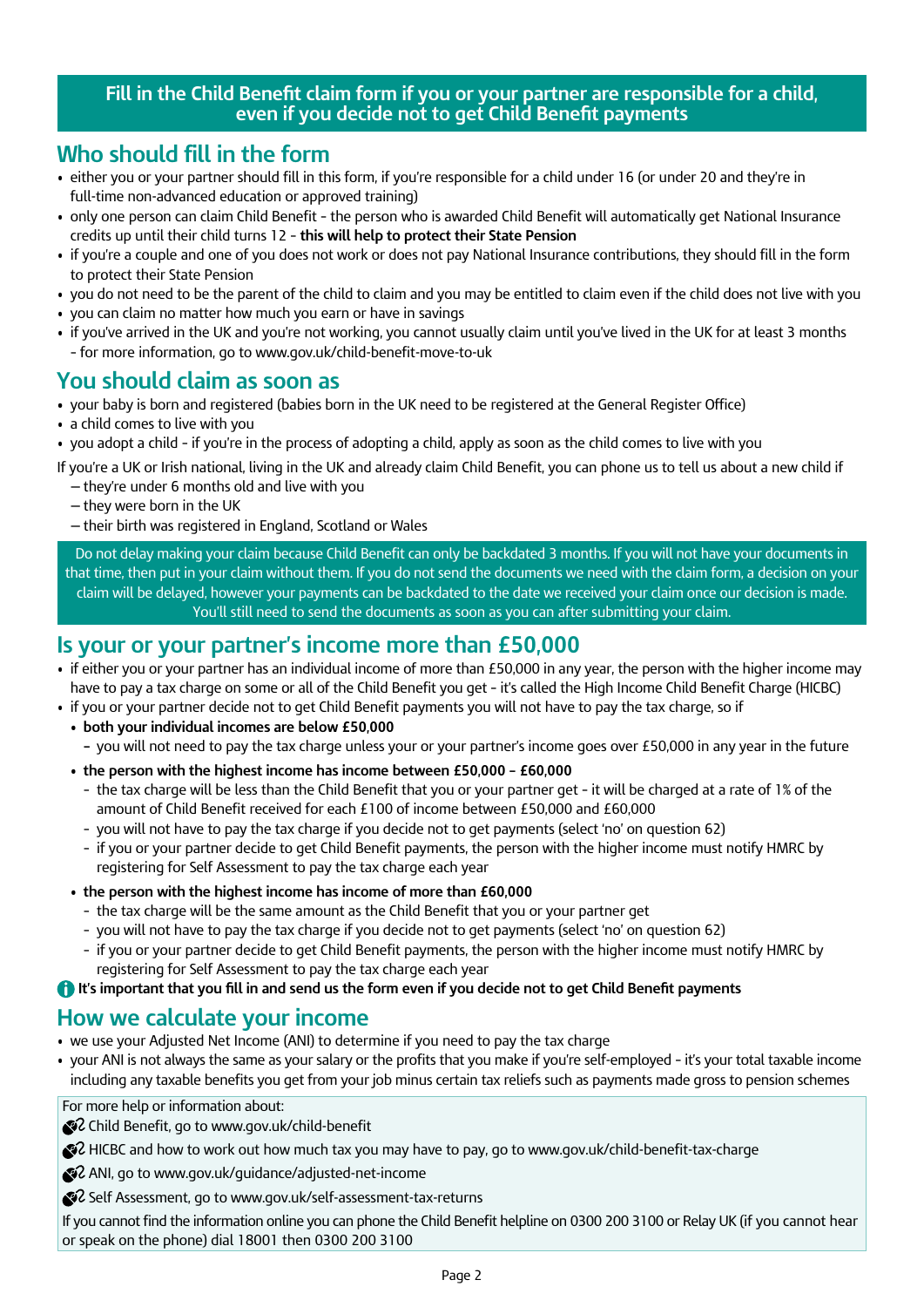**Fill in the Child Benefit claim form if you or your partner are responsible for a child, even if you decide not to get Child Benefit payments**

## Who should fill in the form

- either you or your partner should fill in this form, if you're responsible for a child under 16 (or under 20 and they're in full-time non-advanced education or approved training)
- only one person can claim Child Benefit - the person who is awarded Child Benefit will automatically get National Insurance credits up until their child turns 12 - **this will help to protect their State Pension**
- if you're a couple and one of you does not work or does not pay National Insurance contributions, they should fill in the form to protect their State Pension
- you do not need to be the parent of the child to claim and you may be entitled to claim even if the child does not live with you
- you can claim no matter how much you earn or have in savings
- if you've arrived in the UK and you're not working, you cannot usually claim until you've lived in the UK for at least 3 months - for more information, go to www.gov.uk/child-benefit-move-to-uk

## You should claim as soon as

- your baby is born and registered (babies born in the UK need to be registered at the General Register Office)
- a child comes to live with you
- you adopt a child - if you're in the process of adopting a child, apply as soon as the child comes to live with you

If you're a UK or Irish national, living in the UK and already claim Child Benefit, you can phone us to tell us about a new child if

- they're under 6 months old and live with you
- they were born in the UK
- their birth was registered in England, Scotland or Wales

Do not delay making your claim because Child Benefit can only be backdated 3 months. If you will not have your documents in that time, then put in your claim without them. If you do not send the documents we need with the claim form, a decision on your claim will be delayed, however your payments can be backdated to the date we received your claim once our decision is made. You'll still need to send the documents as soon as you can after submitting your claim.

## Is your or your partner's income more than £50,000

- if either you or your partner has an individual income of more than £50,000 in any year, the person with the higher income may have to pay a tax charge on some or all of the Child Benefit you get - it's called the High Income Child Benefit Charge (HICBC)
- if you or your partner decide not to get Child Benefit payments you will not have to pay the tax charge, so if
  - **both your individual incomes are below £50,000**
    - you will not need to pay the tax charge unless your or your partner's income goes over £50,000 in any year in the future
  - **the person with the highest income has income between £50,000 – £60,000**
    - the tax charge will be less than the Child Benefit that you or your partner get - it will be charged at a rate of 1% of the amount of Child Benefit received for each £100 of income between £50,000 and £60,000
    - you will not have to pay the tax charge if you decide not to get payments (select 'no' on question 62)
    - if you or your partner decide to get Child Benefit payments, the person with the higher income must notify HMRC by registering for Self Assessment to pay the tax charge each year
  - **the person with the highest income has income of more than £60,000**
    - the tax charge will be the same amount as the Child Benefit that you or your partner get
    - you will not have to pay the tax charge if you decide not to get payments (select 'no' on question 62)
    - if you or your partner decide to get Child Benefit payments, the person with the higher income must notify HMRC by registering for Self Assessment to pay the tax charge each year

**It's important that you fill in and send us the form even if you decide not to get Child Benefit payments**

## How we calculate your income

- we use your Adjusted Net Income (ANI) to determine if you need to pay the tax charge
- your ANI is not always the same as your salary or the profits that you make if you're self-employed - it's your total taxable income including any taxable benefits you get from your job minus certain tax reliefs such as payments made gross to pension schemes

For more help or information about:

- Child Benefit, go to www.gov.uk/child-benefit
- HICBC and how to work out how much tax you may have to pay, go to www.gov.uk/child-benefit-tax-charge
- ANI, go to www.gov.uk/guidance/adjusted-net-income
- Self Assessment, go to www.gov.uk/self-assessment-tax-returns

If you cannot find the information online you can phone the Child Benefit helpline on 0300 200 3100 or Relay UK (if you cannot hear or speak on the phone) dial 18001 then 0300 200 3100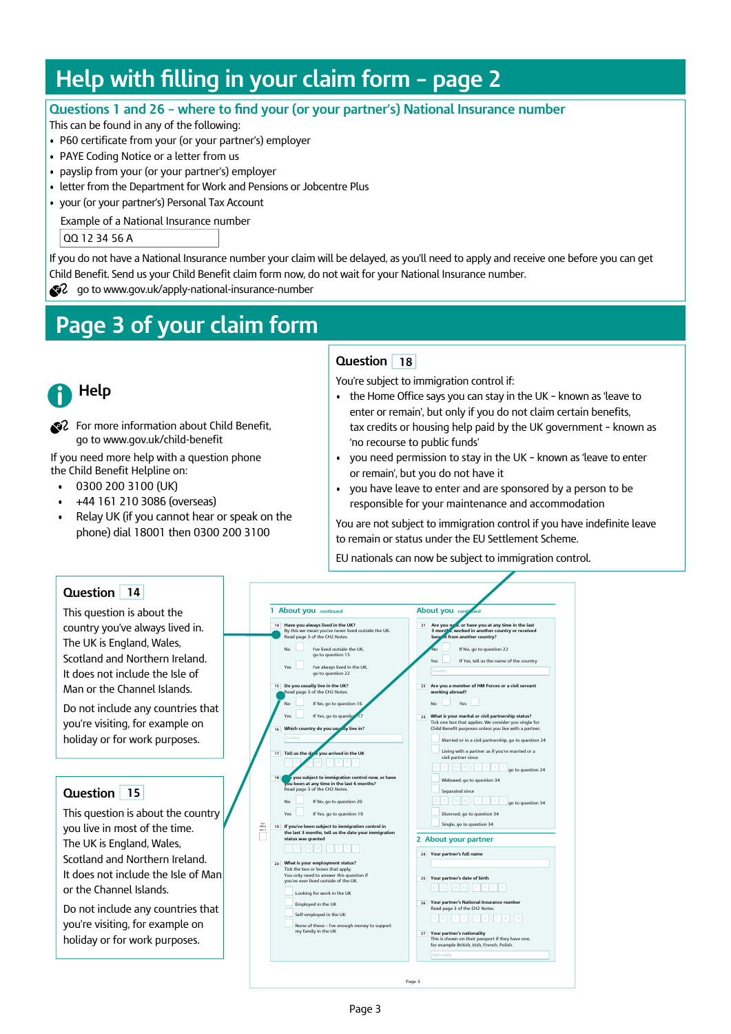# Help with filling in your claim form – page 2

## Questions 1 and 26 – where to find your (or your partner's) National Insurance number

This can be found in any of the following:

- P60 certificate from your (or your partner's) employer
- PAYE Coding Notice or a letter from us
- payslip from your (or your partner's) employer
- letter from the Department for Work and Pensions or Jobcentre Plus
- your (or your partner's) Personal Tax Account

Example of a National Insurance number

QQ 12 34 56 A

If you do not have a National Insurance number your claim will be delayed, as you'll need to apply and receive one before you can get Child Benefit. Send us your Child Benefit claim form now, do not wait for your National Insurance number.

go to www.gov.uk/apply-national-insurance-number

# Page 3 of your claim form

## Help

For more information about Child Benefit, go to www.gov.uk/child-benefit

If you need more help with a question phone the Child Benefit Helpline on:

- 0300 200 3100 (UK)
- +44 161 210 3086 (overseas)
- Relay UK (if you cannot hear or speak on the phone) dial 18001 then 0300 200 3100

## Question 18

You're subject to immigration control if:

- the Home Office says you can stay in the UK – known as 'leave to enter or remain', but only if you do not claim certain benefits, tax credits or housing help paid by the UK government – known as 'no recourse to public funds'
- you need permission to stay in the UK – known as 'leave to enter or remain', but you do not have it
- you have leave to enter and are sponsored by a person to be responsible for your maintenance and accommodation

You are not subject to immigration control if you have indefinite leave to remain or status under the EU Settlement Scheme.

EU nationals can now be subject to immigration control.

## Question 14

This question is about the country you've always lived in. The UK is England, Wales, Scotland and Northern Ireland. It does not include the Isle of Man or the Channel Islands.

Do not include any countries that you're visiting, for example on holiday or for work purposes.

## Question 15

This question is about the country you live in most of the time. The UK is England, Wales, Scotland and Northern Ireland. It does not include the Isle of Man or the Channel Islands.

Do not include any countries that you're visiting, for example on holiday or for work purposes.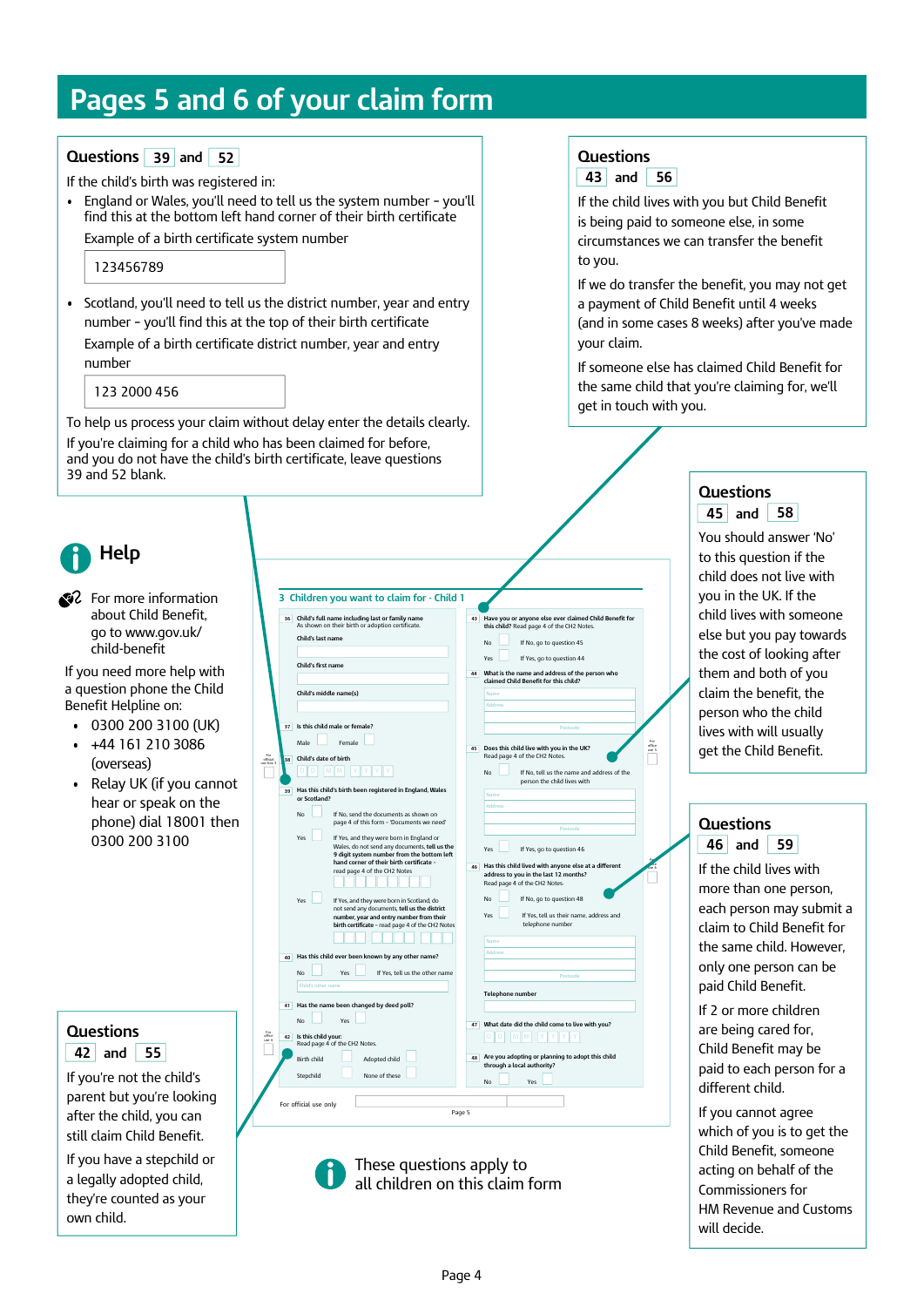# Pages 5 and 6 of your claim form

## Questions 39 and 52

If the child's birth was registered in:

- England or Wales, you'll need to tell us the system number - you'll find this at the bottom left hand corner of their birth certificate

  Example of a birth certificate system number

  123456789

- Scotland, you'll need to tell us the district number, year and entry number - you'll find this at the top of their birth certificate

  Example of a birth certificate district number, year and entry number

  123 2000 456

To help us process your claim without delay enter the details clearly.

If you're claiming for a child who has been claimed for before, and you do not have the child's birth certificate, leave questions 39 and 52 blank.

## Questions 43 and 56

If the child lives with you but Child Benefit is being paid to someone else, in some circumstances we can transfer the benefit to you.

If we do transfer the benefit, you may not get a payment of Child Benefit until 4 weeks (and in some cases 8 weeks) after you've made your claim.

If someone else has claimed Child Benefit for the same child that you're claiming for, we'll get in touch with you.

## Help

For more information about Child Benefit, go to www.gov.uk/child-benefit

If you need more help with a question phone the Child Benefit Helpline on:

- 0300 200 3100 (UK)
- +44 161 210 3086 (overseas)
- Relay UK (if you cannot hear or speak on the phone) dial 18001 then 0300 200 3100

## Questions 45 and 58

You should answer 'No' to this question if the child does not live with you in the UK. If the child lives with someone else but you pay towards the cost of looking after them and both of you claim the benefit, the person who the child lives with will usually get the Child Benefit.

## Questions 46 and 59

If the child lives with more than one person, each person may submit a claim to Child Benefit for the same child. However, only one person can be paid Child Benefit.

If 2 or more children are being cared for, Child Benefit may be paid to each person for a different child.

If you cannot agree which of you is to get the Child Benefit, someone acting on behalf of the Commissioners for HM Revenue and Customs will decide.

## Questions 42 and 55

If you're not the child's parent but you're looking after the child, you can still claim Child Benefit.

If you have a stepchild or a legally adopted child, they're counted as your own child.

These questions apply to all children on this claim form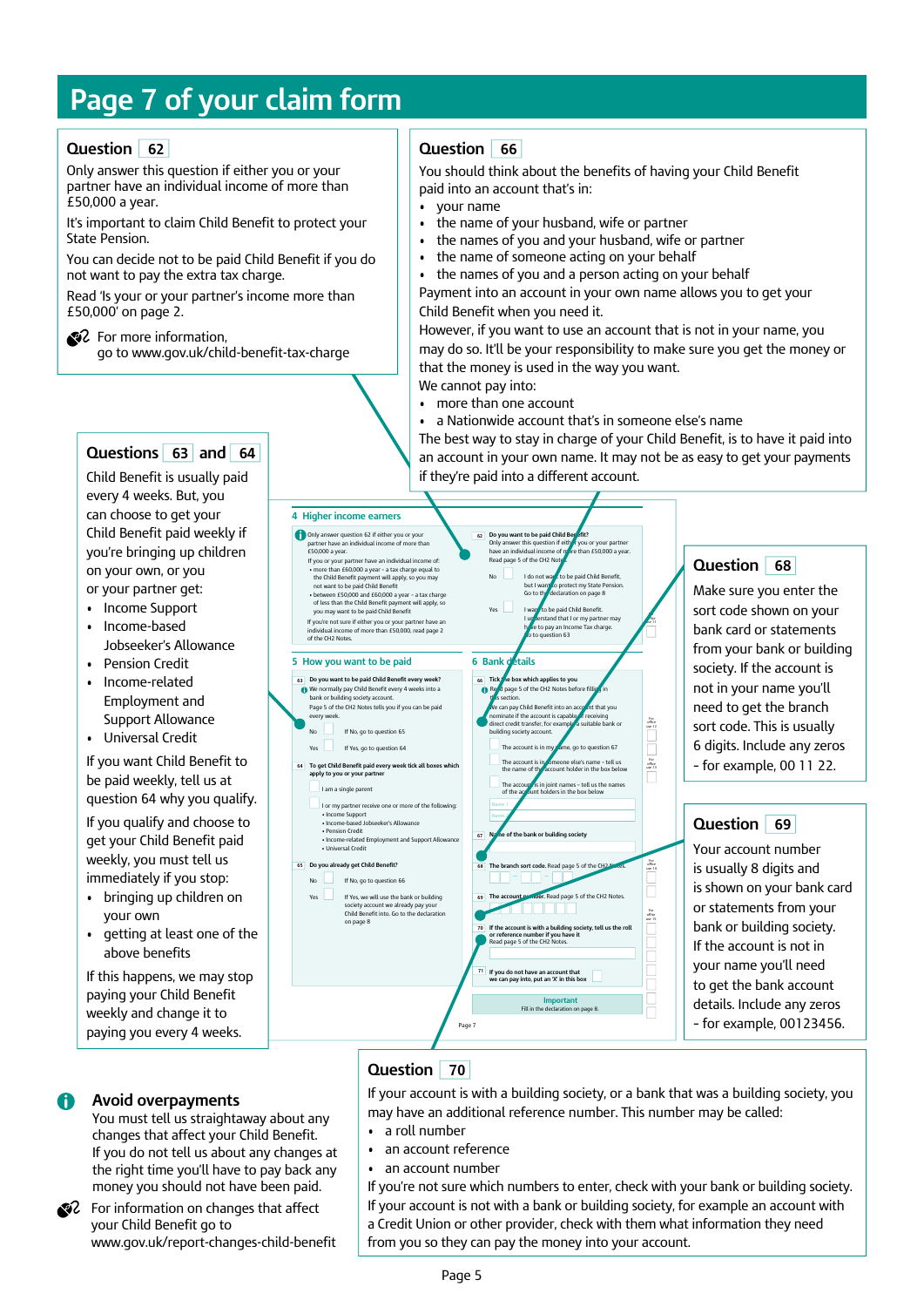# Page 7 of your claim form

## Question 62

Only answer this question if either you or your partner have an individual income of more than £50,000 a year.

It's important to claim Child Benefit to protect your State Pension.

You can decide not to be paid Child Benefit if you do not want to pay the extra tax charge.

Read 'Is your or your partner's income more than £50,000' on page 2.

For more information, go to www.gov.uk/child-benefit-tax-charge

## Question 66

You should think about the benefits of having your Child Benefit paid into an account that's in:

- your name
- the name of your husband, wife or partner
- the names of you and your husband, wife or partner
- the name of someone acting on your behalf
- the names of you and a person acting on your behalf

Payment into an account in your own name allows you to get your Child Benefit when you need it.

However, if you want to use an account that is not in your name, you may do so. It'll be your responsibility to make sure you get the money or that the money is used in the way you want.

We cannot pay into:

- more than one account
- a Nationwide account that's in someone else's name

The best way to stay in charge of your Child Benefit, is to have it paid into an account in your own name. It may not be as easy to get your payments if they're paid into a different account.

## Questions 63 and 64

Child Benefit is usually paid every 4 weeks. But, you can choose to get your Child Benefit paid weekly if you're bringing up children on your own, or you or your partner get:

- Income Support
- Income-based Jobseeker's Allowance
- Pension Credit
- Income-related Employment and Support Allowance
- Universal Credit

If you want Child Benefit to be paid weekly, tell us at question 64 why you qualify.

If you qualify and choose to get your Child Benefit paid weekly, you must tell us immediately if you stop:

- bringing up children on your own
- getting at least one of the above benefits

If this happens, we may stop paying your Child Benefit weekly and change it to paying you every 4 weeks.

## Question 68

Make sure you enter the sort code shown on your bank card or statements from your bank or building society. If the account is not in your name you'll need to get the branch sort code. This is usually 6 digits. Include any zeros - for example, 00 11 22.

## Question 69

Your account number is usually 8 digits and is shown on your bank card or statements from your bank or building society. If the account is not in your name you'll need to get the bank account details. Include any zeros - for example, 00123456.

## Question 70

If your account is with a building society, or a bank that was a building society, you may have an additional reference number. This number may be called:

- a roll number
- an account reference
- an account number

If you're not sure which numbers to enter, check with your bank or building society.

If your account is not with a bank or building society, for example an account with a Credit Union or other provider, check with them what information they need from you so they can pay the money into your account.

### Avoid overpayments

You must tell us straightaway about any changes that affect your Child Benefit. If you do not tell us about any changes at the right time you'll have to pay back any money you should not have been paid.

For information on changes that affect your Child Benefit go to www.gov.uk/report-changes-child-benefit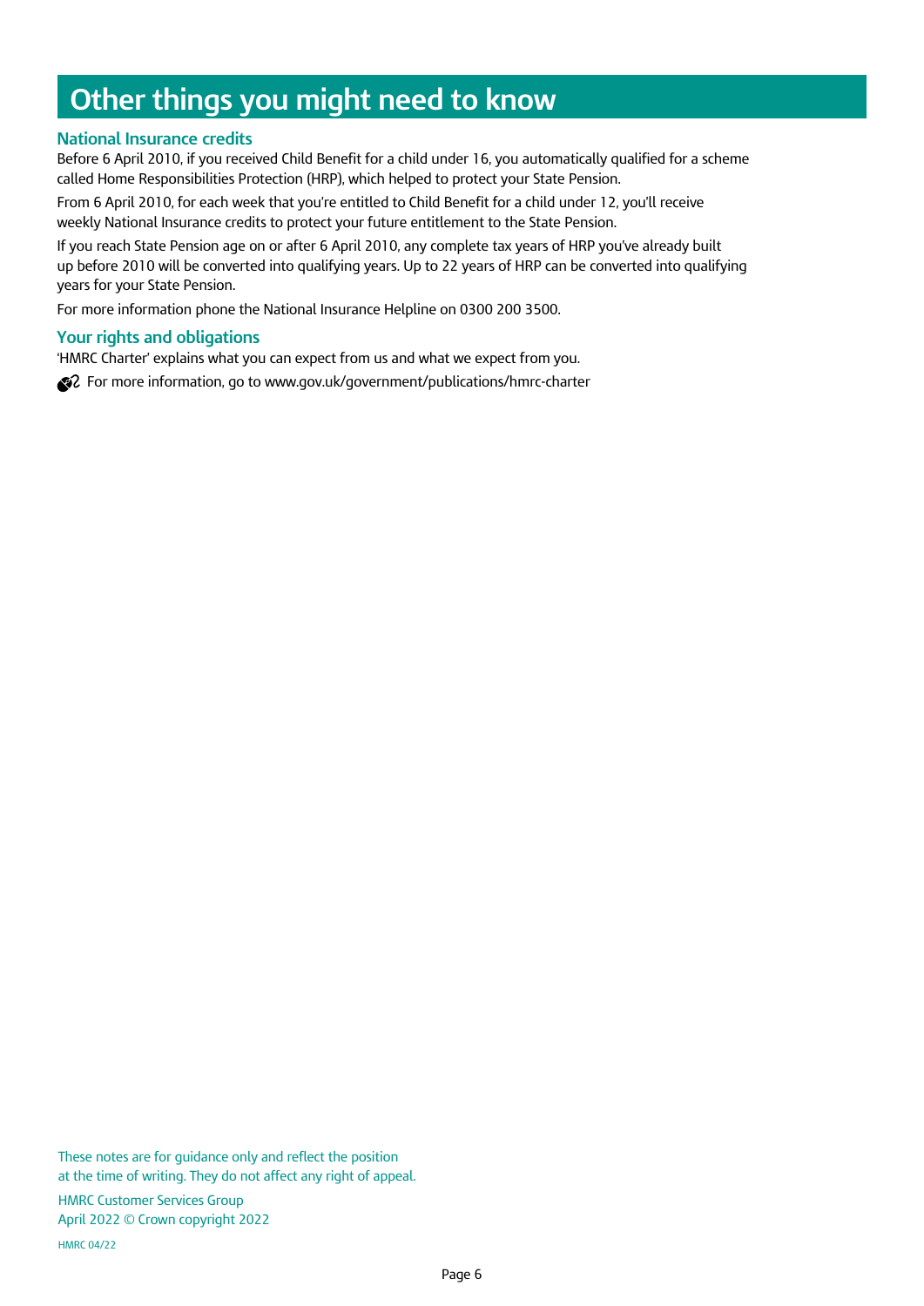# Other things you might need to know

## National Insurance credits

Before 6 April 2010, if you received Child Benefit for a child under 16, you automatically qualified for a scheme called Home Responsibilities Protection (HRP), which helped to protect your State Pension.

From 6 April 2010, for each week that you're entitled to Child Benefit for a child under 12, you'll receive weekly National Insurance credits to protect your future entitlement to the State Pension.

If you reach State Pension age on or after 6 April 2010, any complete tax years of HRP you've already built up before 2010 will be converted into qualifying years. Up to 22 years of HRP can be converted into qualifying years for your State Pension.

For more information phone the National Insurance Helpline on 0300 200 3500.

## Your rights and obligations

'HMRC Charter' explains what you can expect from us and what we expect from you.

For more information, go to www.gov.uk/government/publications/hmrc-charter

These notes are for guidance only and reflect the position at the time of writing. They do not affect any right of appeal.

HMRC Customer Services Group
April 2022 © Crown copyright 2022

HMRC 04/22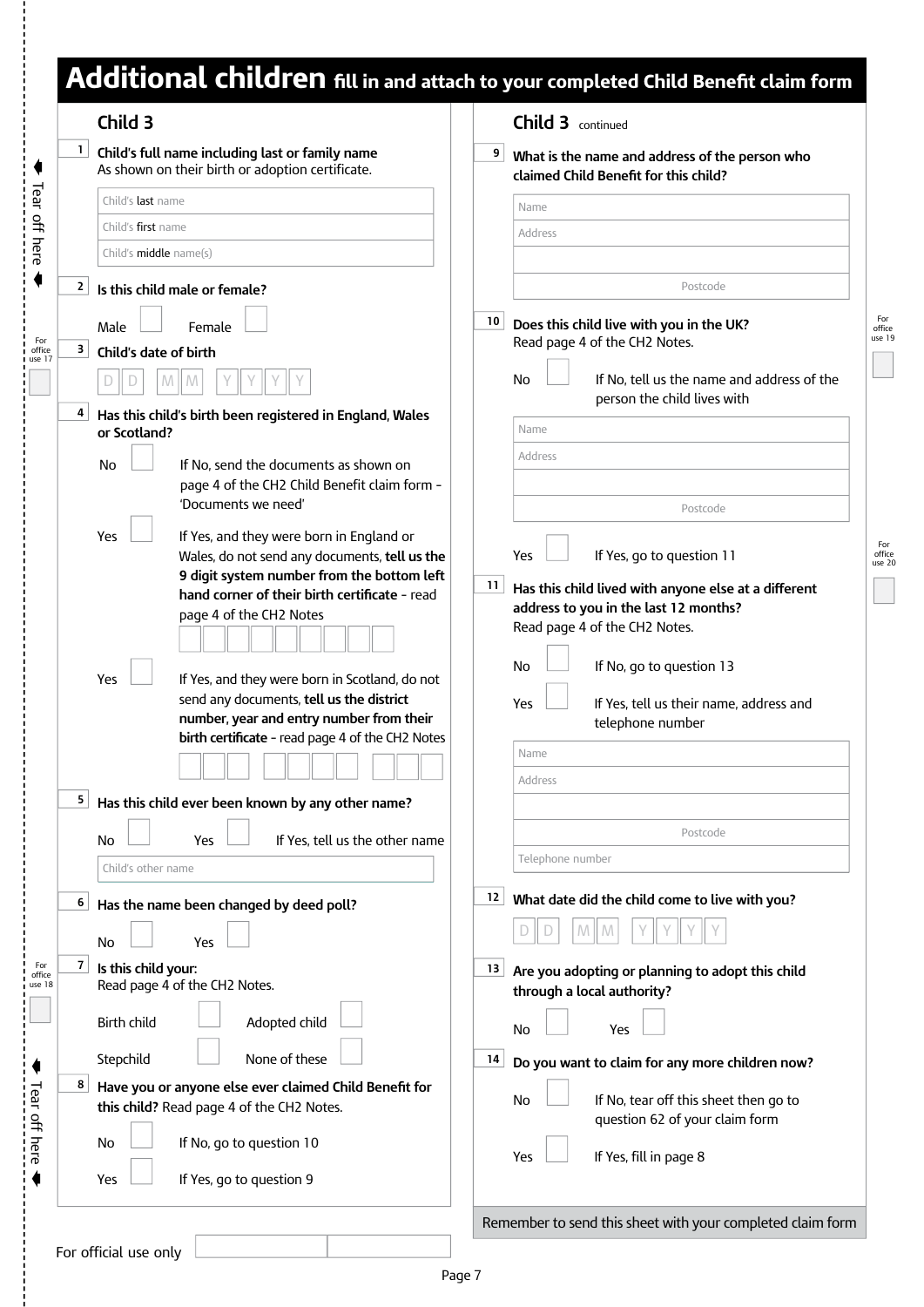# Additional children fill in and attach to your completed Child Benefit claim form

## Child 3

**1** **Child's full name including last or family name**
As shown on their birth or adoption certificate.

Child's **last** name

Child's **first** name

Child's **middle** name(s)

**2** **Is this child male or female?**

Male ☐ Female ☐

For office use 17

**3** **Child's date of birth**

D D M M Y Y Y Y

**4** **Has this child's birth been registered in England, Wales or Scotland?**

No ☐ If No, send the documents as shown on page 4 of the CH2 Child Benefit claim form - 'Documents we need'

Yes ☐ If Yes, and they were born in England or Wales, do not send any documents, **tell us the 9 digit system number from the bottom left hand corner of their birth certificate** - read page 4 of the CH2 Notes

Yes ☐ If Yes, and they were born in Scotland, do not send any documents, **tell us the district number, year and entry number from their birth certificate** - read page 4 of the CH2 Notes

**5** **Has this child ever been known by any other name?**

No ☐ Yes ☐ If Yes, tell us the other name

Child's other name

**6** **Has the name been changed by deed poll?**

No ☐ Yes ☐

For office use 18

**7** **Is this child your:**
Read page 4 of the CH2 Notes.

Birth child ☐ Adopted child ☐

Stepchild ☐ None of these ☐

**8** **Have you or anyone else ever claimed Child Benefit for this child?** Read page 4 of the CH2 Notes.

No ☐ If No, go to question 10

Yes ☐ If Yes, go to question 9

For official use only

## Child 3 continued

**9** **What is the name and address of the person who claimed Child Benefit for this child?**

Name

Address

Postcode

**10** **Does this child live with you in the UK?**
Read page 4 of the CH2 Notes.

For office use 19

No ☐ If No, tell us the name and address of the person the child lives with

Name

Address

Postcode

Yes ☐ If Yes, go to question 11

For office use 20

**11** **Has this child lived with anyone else at a different address to you in the last 12 months?**
Read page 4 of the CH2 Notes.

No ☐ If No, go to question 13

Yes ☐ If Yes, tell us their name, address and telephone number

Name

Address

Postcode

Telephone number

**12** **What date did the child come to live with you?**

D D M M Y Y Y Y

**13** **Are you adopting or planning to adopt this child through a local authority?**

No ☐ Yes ☐

**14** **Do you want to claim for any more children now?**

No ☐ If No, tear off this sheet then go to question 62 of your claim form

Yes ☐ If Yes, fill in page 8

Remember to send this sheet with your completed claim form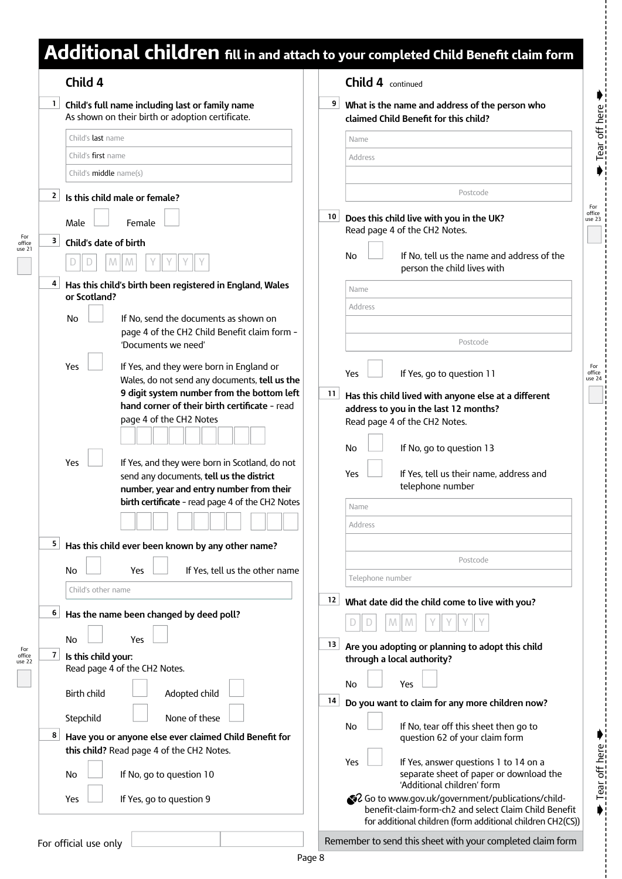# Additional children fill in and attach to your completed Child Benefit claim form

## Child 4

**1** **Child's full name including last or family name**
As shown on their birth or adoption certificate.

Child's **last** name

Child's **first** name

Child's **middle** name(s)

**2** **Is this child male or female?**

Male ☐ Female ☐

For office use 21

**3** **Child's date of birth**

D D M M Y Y Y Y

**4** **Has this child's birth been registered in England, Wales or Scotland?**

No ☐ If No, send the documents as shown on page 4 of the CH2 Child Benefit claim form – 'Documents we need'

Yes ☐ If Yes, and they were born in England or Wales, do not send any documents, **tell us the 9 digit system number from the bottom left hand corner of their birth certificate** – read page 4 of the CH2 Notes

Yes ☐ If Yes, and they were born in Scotland, do not send any documents, **tell us the district number, year and entry number from their birth certificate** – read page 4 of the CH2 Notes

**5** **Has this child ever been known by any other name?**

No ☐ Yes ☐ If Yes, tell us the other name

Child's other name

**6** **Has the name been changed by deed poll?**

No ☐ Yes ☐

For office use 22

**7** **Is this child your:**
Read page 4 of the CH2 Notes.

Birth child ☐ Adopted child ☐

Stepchild ☐ None of these ☐

**8** **Have you or anyone else ever claimed Child Benefit for this child?** Read page 4 of the CH2 Notes.

No ☐ If No, go to question 10

Yes ☐ If Yes, go to question 9

For official use only

## Child 4 continued

**9** **What is the name and address of the person who claimed Child Benefit for this child?**

Name

Address

Postcode

For office use 23

**10** **Does this child live with you in the UK?**
Read page 4 of the CH2 Notes.

No ☐ If No, tell us the name and address of the person the child lives with

Name

Address

Postcode

Yes ☐ If Yes, go to question 11

For office use 24

**11** **Has this child lived with anyone else at a different address to you in the last 12 months?**
Read page 4 of the CH2 Notes.

No ☐ If No, go to question 13

Yes ☐ If Yes, tell us their name, address and telephone number

Name

Address

Postcode

Telephone number

**12** **What date did the child come to live with you?**

D D M M Y Y Y Y

**13** **Are you adopting or planning to adopt this child through a local authority?**

No ☐ Yes ☐

**14** **Do you want to claim for any more children now?**

No ☐ If No, tear off this sheet then go to question 62 of your claim form

Yes ☐ If Yes, answer questions 1 to 14 on a separate sheet of paper or download the 'Additional children' form

Go to www.gov.uk/government/publications/child-benefit-claim-form-ch2 and select Claim Child Benefit for additional children (form additional children CH2(CS))

Remember to send this sheet with your completed claim form

Tear off here